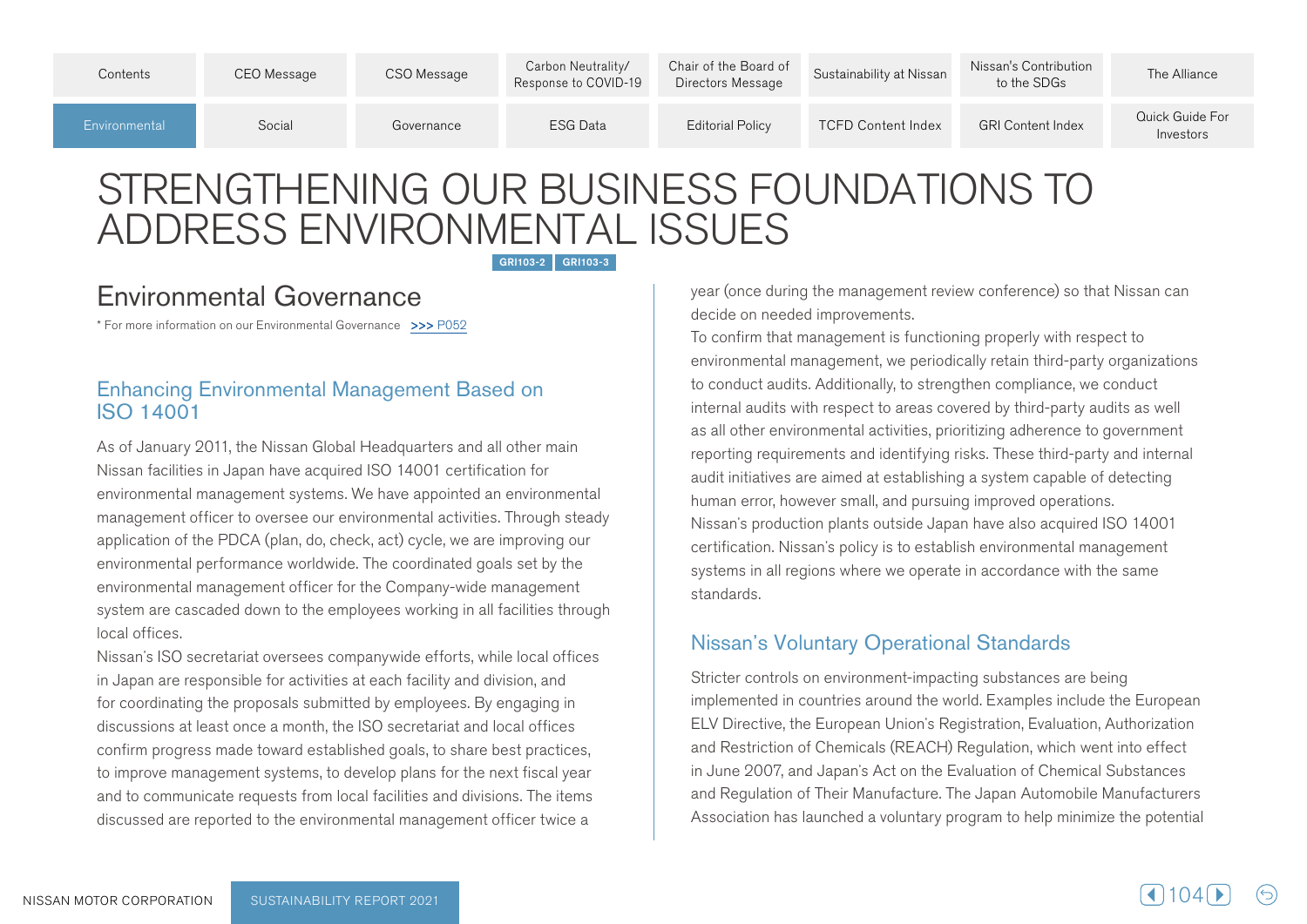# STRENGTHENING OUR BUSINESS FOUNDATIONS TO ADDRESS ENVIRONMENTAL ISSUES

GRI103-2 GRI103-3

## Environmental Governance

* For more information on our Environmental Governance >>> P052

### Enhancing Environmental Management Based on ISO 14001

As of January 2011, the Nissan Global Headquarters and all other main Nissan facilities in Japan have acquired ISO 14001 certification for environmental management systems. We have appointed an environmental management officer to oversee our environmental activities. Through steady application of the PDCA (plan, do, check, act) cycle, we are improving our environmental performance worldwide. The coordinated goals set by the environmental management officer for the Company-wide management system are cascaded down to the employees working in all facilities through local offices.

Nissan's ISO secretariat oversees companywide efforts, while local offices in Japan are responsible for activities at each facility and division, and for coordinating the proposals submitted by employees. By engaging in discussions at least once a month, the ISO secretariat and local offices confirm progress made toward established goals, to share best practices, to improve management systems, to develop plans for the next fiscal year and to communicate requests from local facilities and divisions. The items discussed are reported to the environmental management officer twice a year (once during the management review conference) so that Nissan can decide on needed improvements.

To confirm that management is functioning properly with respect to environmental management, we periodically retain third-party organizations to conduct audits. Additionally, to strengthen compliance, we conduct internal audits with respect to areas covered by third-party audits as well as all other environmental activities, prioritizing adherence to government reporting requirements and identifying risks. These third-party and internal audit initiatives are aimed at establishing a system capable of detecting human error, however small, and pursuing improved operations.

Nissan's production plants outside Japan have also acquired ISO 14001 certification. Nissan's policy is to establish environmental management systems in all regions where we operate in accordance with the same standards.

### Nissan's Voluntary Operational Standards

Stricter controls on environment-impacting substances are being implemented in countries around the world. Examples include the European ELV Directive, the European Union's Registration, Evaluation, Authorization and Restriction of Chemicals (REACH) Regulation, which went into effect in June 2007, and Japan's Act on the Evaluation of Chemical Substances and Regulation of Their Manufacture. The Japan Automobile Manufacturers Association has launched a voluntary program to help minimize the potential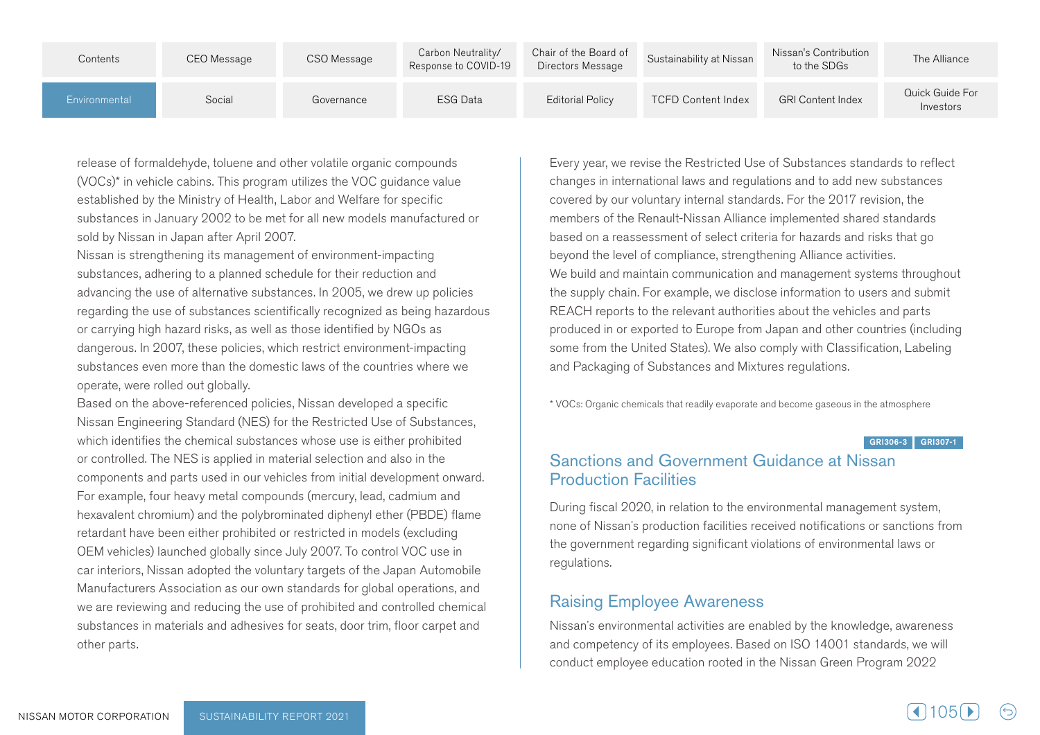release of formaldehyde, toluene and other volatile organic compounds (VOCs)* in vehicle cabins. This program utilizes the VOC guidance value established by the Ministry of Health, Labor and Welfare for specific substances in January 2002 to be met for all new models manufactured or sold by Nissan in Japan after April 2007.

Nissan is strengthening its management of environment-impacting substances, adhering to a planned schedule for their reduction and advancing the use of alternative substances. In 2005, we drew up policies regarding the use of substances scientifically recognized as being hazardous or carrying high hazard risks, as well as those identified by NGOs as dangerous. In 2007, these policies, which restrict environment-impacting substances even more than the domestic laws of the countries where we operate, were rolled out globally.

Based on the above-referenced policies, Nissan developed a specific Nissan Engineering Standard (NES) for the Restricted Use of Substances, which identifies the chemical substances whose use is either prohibited or controlled. The NES is applied in material selection and also in the components and parts used in our vehicles from initial development onward. For example, four heavy metal compounds (mercury, lead, cadmium and hexavalent chromium) and the polybrominated diphenyl ether (PBDE) flame retardant have been either prohibited or restricted in models (excluding OEM vehicles) launched globally since July 2007. To control VOC use in car interiors, Nissan adopted the voluntary targets of the Japan Automobile Manufacturers Association as our own standards for global operations, and we are reviewing and reducing the use of prohibited and controlled chemical substances in materials and adhesives for seats, door trim, floor carpet and other parts.

Every year, we revise the Restricted Use of Substances standards to reflect changes in international laws and regulations and to add new substances covered by our voluntary internal standards. For the 2017 revision, the members of the Renault-Nissan Alliance implemented shared standards based on a reassessment of select criteria for hazards and risks that go beyond the level of compliance, strengthening Alliance activities.

We build and maintain communication and management systems throughout the supply chain. For example, we disclose information to users and submit REACH reports to the relevant authorities about the vehicles and parts produced in or exported to Europe from Japan and other countries (including some from the United States). We also comply with Classification, Labeling and Packaging of Substances and Mixtures regulations.

* VOCs: Organic chemicals that readily evaporate and become gaseous in the atmosphere

GRI306-3 GRI307-1

## Sanctions and Government Guidance at Nissan Production Facilities

During fiscal 2020, in relation to the environmental management system, none of Nissan's production facilities received notifications or sanctions from the government regarding significant violations of environmental laws or regulations.

## Raising Employee Awareness

Nissan's environmental activities are enabled by the knowledge, awareness and competency of its employees. Based on ISO 14001 standards, we will conduct employee education rooted in the Nissan Green Program 2022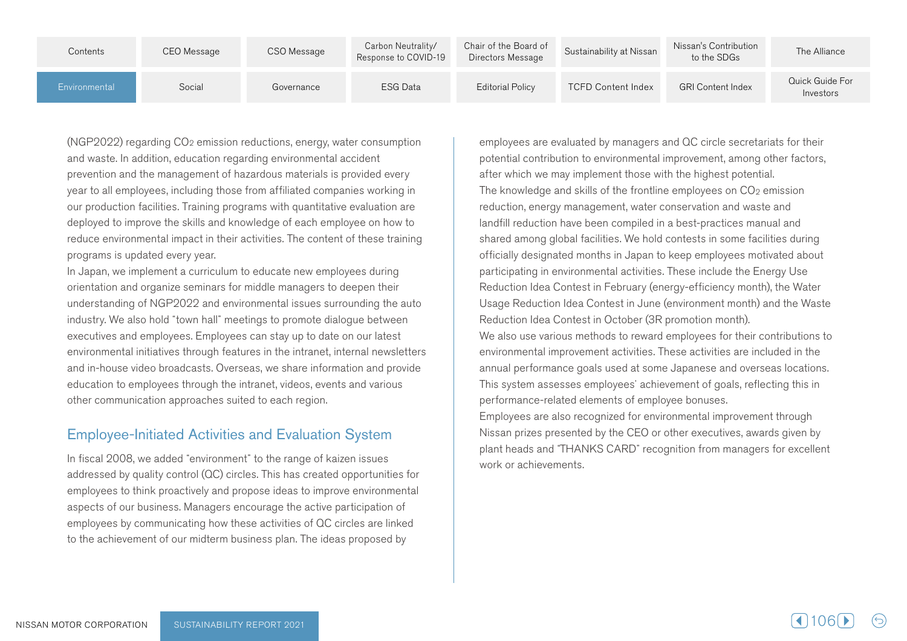(NGP2022) regarding $CO_2$ emission reductions, energy, water consumption and waste. In addition, education regarding environmental accident prevention and the management of hazardous materials is provided every year to all employees, including those from affiliated companies working in our production facilities. Training programs with quantitative evaluation are deployed to improve the skills and knowledge of each employee on how to reduce environmental impact in their activities. The content of these training programs is updated every year.

In Japan, we implement a curriculum to educate new employees during orientation and organize seminars for middle managers to deepen their understanding of NGP2022 and environmental issues surrounding the auto industry. We also hold "town hall" meetings to promote dialogue between executives and employees. Employees can stay up to date on our latest environmental initiatives through features in the intranet, internal newsletters and in-house video broadcasts. Overseas, we share information and provide education to employees through the intranet, videos, events and various other communication approaches suited to each region.

## Employee-Initiated Activities and Evaluation System

In fiscal 2008, we added "environment" to the range of kaizen issues addressed by quality control (QC) circles. This has created opportunities for employees to think proactively and propose ideas to improve environmental aspects of our business. Managers encourage the active participation of employees by communicating how these activities of QC circles are linked to the achievement of our midterm business plan. The ideas proposed by employees are evaluated by managers and QC circle secretariats for their potential contribution to environmental improvement, among other factors, after which we may implement those with the highest potential.

The knowledge and skills of the frontline employees on $CO_2$ emission reduction, energy management, water conservation and waste and landfill reduction have been compiled in a best-practices manual and shared among global facilities. We hold contests in some facilities during officially designated months in Japan to keep employees motivated about participating in environmental activities. These include the Energy Use Reduction Idea Contest in February (energy-efficiency month), the Water Usage Reduction Idea Contest in June (environment month) and the Waste Reduction Idea Contest in October (3R promotion month).

We also use various methods to reward employees for their contributions to environmental improvement activities. These activities are included in the annual performance goals used at some Japanese and overseas locations. This system assesses employees' achievement of goals, reflecting this in performance-related elements of employee bonuses.

Employees are also recognized for environmental improvement through Nissan prizes presented by the CEO or other executives, awards given by plant heads and "THANKS CARD" recognition from managers for excellent work or achievements.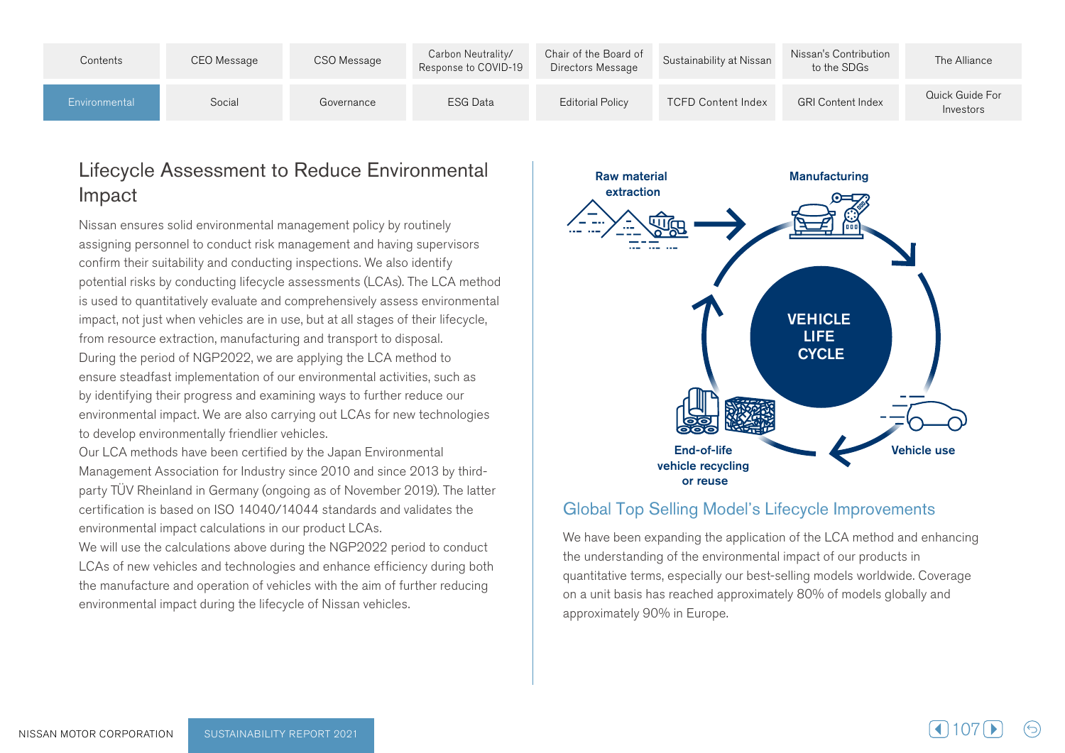## Lifecycle Assessment to Reduce Environmental Impact

Nissan ensures solid environmental management policy by routinely assigning personnel to conduct risk management and having supervisors confirm their suitability and conducting inspections. We also identify potential risks by conducting lifecycle assessments (LCAs). The LCA method is used to quantitatively evaluate and comprehensively assess environmental impact, not just when vehicles are in use, but at all stages of their lifecycle, from resource extraction, manufacturing and transport to disposal.

During the period of NGP2022, we are applying the LCA method to ensure steadfast implementation of our environmental activities, such as by identifying their progress and examining ways to further reduce our environmental impact. We are also carrying out LCAs for new technologies to develop environmentally friendlier vehicles.

Our LCA methods have been certified by the Japan Environmental Management Association for Industry since 2010 and since 2013 by third-party TÜV Rheinland in Germany (ongoing as of November 2019). The latter certification is based on ISO 14040/14044 standards and validates the environmental impact calculations in our product LCAs.

We will use the calculations above during the NGP2022 period to conduct LCAs of new vehicles and technologies and enhance efficiency during both the manufacture and operation of vehicles with the aim of further reducing environmental impact during the lifecycle of Nissan vehicles.

Raw material extraction → Manufacturing → Vehicle use → End-of-life vehicle recycling or reuse

VEHICLE LIFE CYCLE

### Global Top Selling Model's Lifecycle Improvements

We have been expanding the application of the LCA method and enhancing the understanding of the environmental impact of our products in quantitative terms, especially our best-selling models worldwide. Coverage on a unit basis has reached approximately 80% of models globally and approximately 90% in Europe.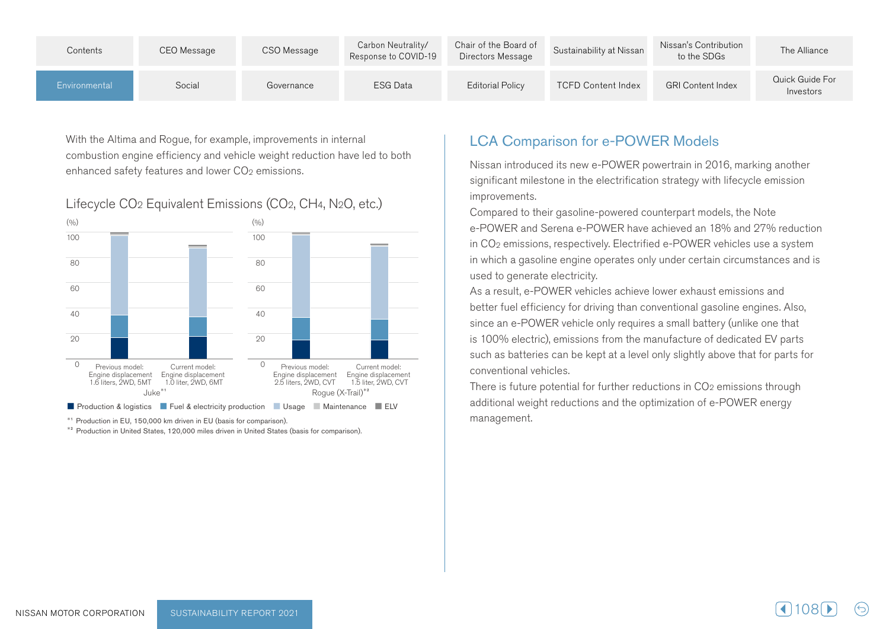With the Altima and Rogue, for example, improvements in internal combustion engine efficiency and vehicle weight reduction have led to both enhanced safety features and lower $CO_2$ emissions.

## Lifecycle $CO_2$ Equivalent Emissions ($CO_2$, $CH_4$, $N_2O$, etc.)

(%)

Juke*1: Previous model: Engine displacement 1.6 liters, 2WD, 5MT; Current model: Engine displacement 1.0 liter, 2WD, 6MT

Rogue (X-Trail)*2: Previous model: Engine displacement 2.5 liters, 2WD, CVT; Current model: Engine displacement 1.5 liter, 2WD, CVT

■ Production & logistics ■ Fuel & electricity production ■ Usage ■ Maintenance ■ ELV

*1 Production in EU, 150,000 km driven in EU (basis for comparison).

*2 Production in United States, 120,000 miles driven in United States (basis for comparison).

## LCA Comparison for e-POWER Models

Nissan introduced its new e-POWER powertrain in 2016, marking another significant milestone in the electrification strategy with lifecycle emission improvements.

Compared to their gasoline-powered counterpart models, the Note e-POWER and Serena e-POWER have achieved an 18% and 27% reduction in $CO_2$ emissions, respectively. Electrified e-POWER vehicles use a system in which a gasoline engine operates only under certain circumstances and is used to generate electricity.

As a result, e-POWER vehicles achieve lower exhaust emissions and better fuel efficiency for driving than conventional gasoline engines. Also, since an e-POWER vehicle only requires a small battery (unlike one that is 100% electric), emissions from the manufacture of dedicated EV parts such as batteries can be kept at a level only slightly above that for parts for conventional vehicles.

There is future potential for further reductions in $CO_2$ emissions through additional weight reductions and the optimization of e-POWER energy management.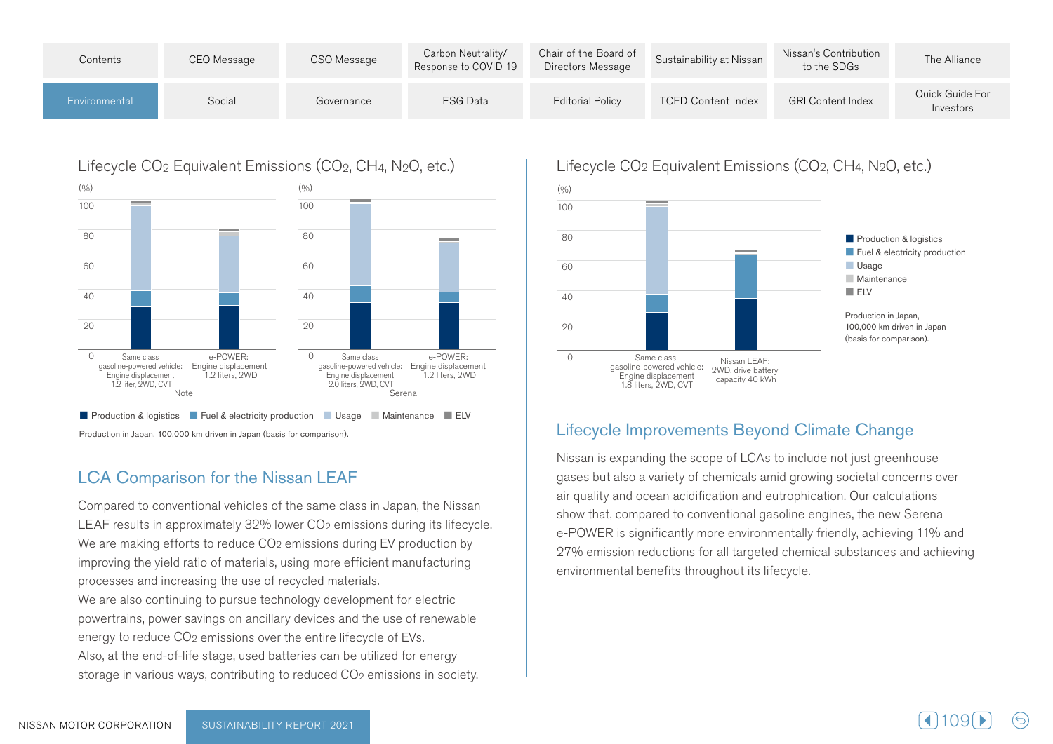## Lifecycle $CO_2$ Equivalent Emissions ($CO_2$, $CH_4$, $N_2O$, etc.)

(%)

Same class gasoline-powered vehicle: Engine displacement 1.2 liter, 2WD, CVT — e-POWER: Engine displacement 1.2 liters, 2WD

Note

Same class gasoline-powered vehicle: Engine displacement 2.0 liters, 2WD, CVT — e-POWER: Engine displacement 1.2 liters, 2WD

Serena

■ Production & logistics ■ Fuel & electricity production ■ Usage ■ Maintenance ■ ELV

Production in Japan, 100,000 km driven in Japan (basis for comparison).

## LCA Comparison for the Nissan LEAF

Compared to conventional vehicles of the same class in Japan, the Nissan LEAF results in approximately 32% lower $CO_2$ emissions during its lifecycle. We are making efforts to reduce $CO_2$ emissions during EV production by improving the yield ratio of materials, using more efficient manufacturing processes and increasing the use of recycled materials.

We are also continuing to pursue technology development for electric powertrains, power savings on ancillary devices and the use of renewable energy to reduce $CO_2$ emissions over the entire lifecycle of EVs.

Also, at the end-of-life stage, used batteries can be utilized for energy storage in various ways, contributing to reduced $CO_2$ emissions in society.

## Lifecycle $CO_2$ Equivalent Emissions ($CO_2$, $CH_4$, $N_2O$, etc.)

(%)

Same class gasoline-powered vehicle: Engine displacement 1.8 liters, 2WD, CVT — Nissan LEAF: 2WD, drive battery capacity 40 kWh

■ Production & logistics ■ Fuel & electricity production ■ Usage ■ Maintenance ■ ELV

Production in Japan, 100,000 km driven in Japan (basis for comparison).

## Lifecycle Improvements Beyond Climate Change

Nissan is expanding the scope of LCAs to include not just greenhouse gases but also a variety of chemicals amid growing societal concerns over air quality and ocean acidification and eutrophication. Our calculations show that, compared to conventional gasoline engines, the new Serena e-POWER is significantly more environmentally friendly, achieving 11% and 27% emission reductions for all targeted chemical substances and achieving environmental benefits throughout its lifecycle.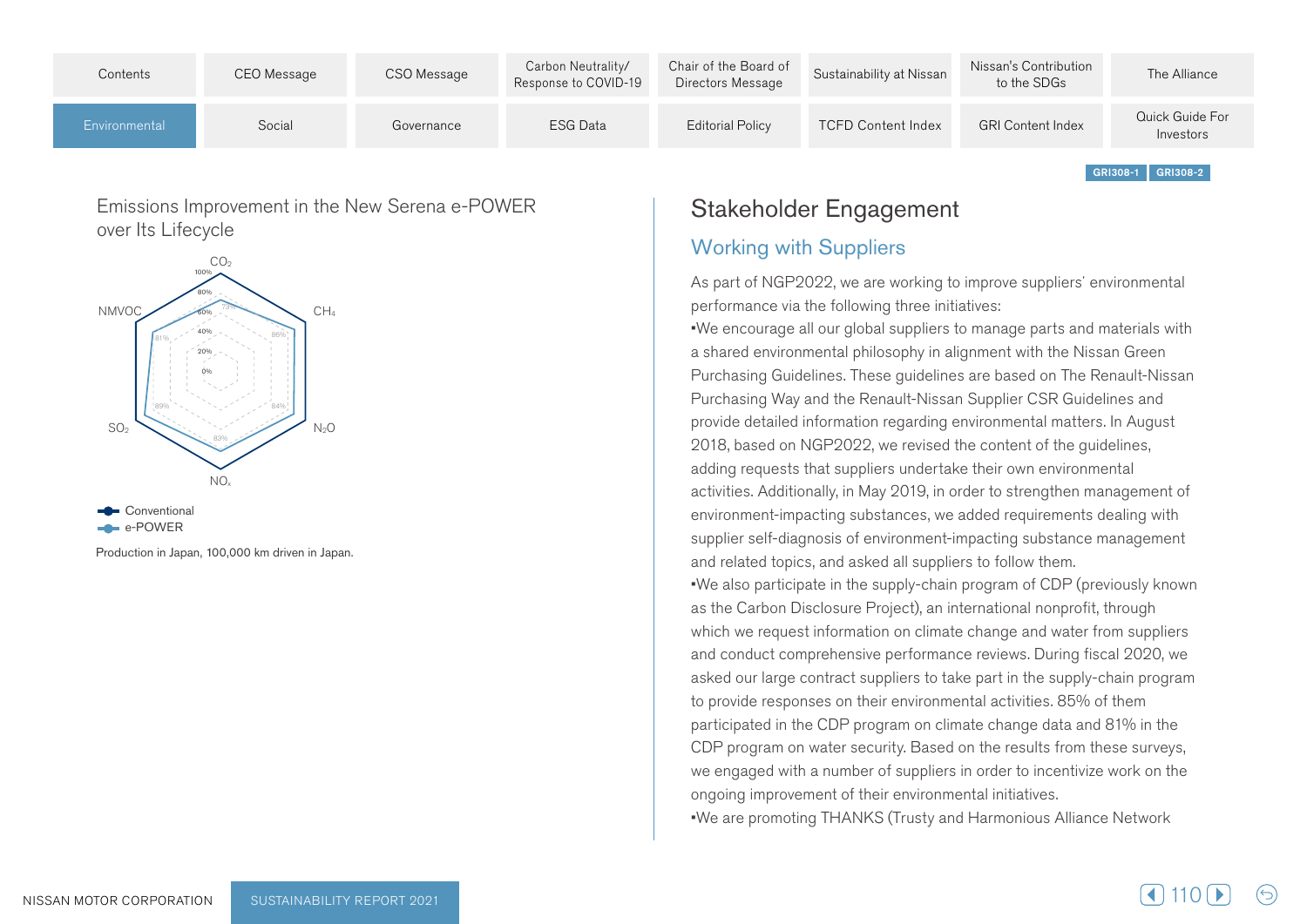GRI308-1 GRI308-2

## Emissions Improvement in the New Serena e-POWER over Its Lifecycle

| | e-POWER (relative to Conventional = 100%) |
|---|---|
| $CO_2$ | 73% |
| $CH_4$ | 85% |
| $N_2O$ | 84% |
| $NO_x$ | 83% |
| $SO_2$ | 89% |
| NMVOC | 81% |

Conventional
e-POWER

Production in Japan, 100,000 km driven in Japan.

# Stakeholder Engagement

## Working with Suppliers

As part of NGP2022, we are working to improve suppliers' environmental performance via the following three initiatives:

- We encourage all our global suppliers to manage parts and materials with a shared environmental philosophy in alignment with the Nissan Green Purchasing Guidelines. These guidelines are based on The Renault-Nissan Purchasing Way and the Renault-Nissan Supplier CSR Guidelines and provide detailed information regarding environmental matters. In August 2018, based on NGP2022, we revised the content of the guidelines, adding requests that suppliers undertake their own environmental activities. Additionally, in May 2019, in order to strengthen management of environment-impacting substances, we added requirements dealing with supplier self-diagnosis of environment-impacting substance management and related topics, and asked all suppliers to follow them.
- We also participate in the supply-chain program of CDP (previously known as the Carbon Disclosure Project), an international nonprofit, through which we request information on climate change and water from suppliers and conduct comprehensive performance reviews. During fiscal 2020, we asked our large contract suppliers to take part in the supply-chain program to provide responses on their environmental activities. 85% of them participated in the CDP program on climate change data and 81% in the CDP program on water security. Based on the results from these surveys, we engaged with a number of suppliers in order to incentivize work on the ongoing improvement of their environmental initiatives.
- We are promoting THANKS (Trusty and Harmonious Alliance Network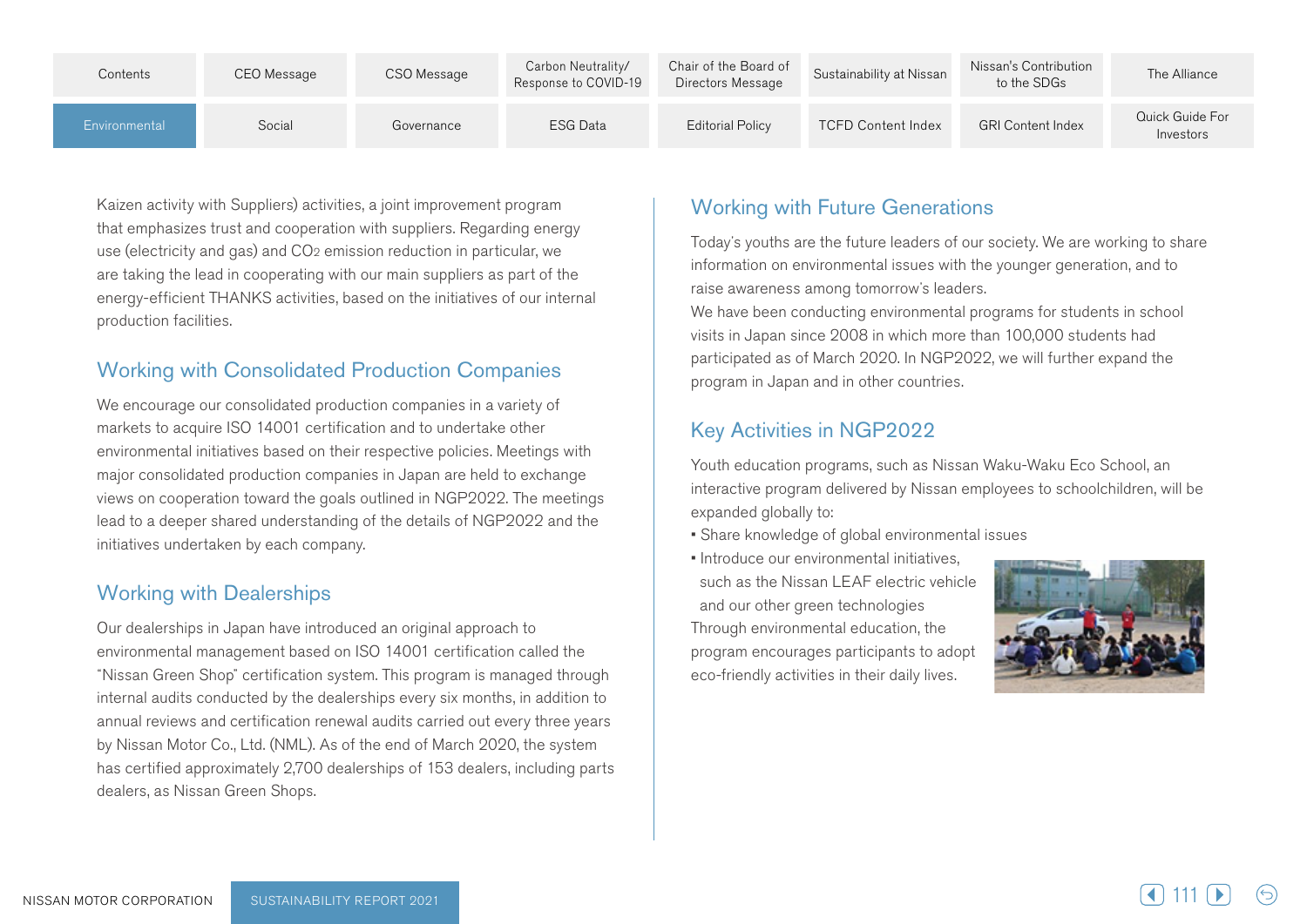Kaizen activity with Suppliers) activities, a joint improvement program that emphasizes trust and cooperation with suppliers. Regarding energy use (electricity and gas) and $CO_2$ emission reduction in particular, we are taking the lead in cooperating with our main suppliers as part of the energy-efficient THANKS activities, based on the initiatives of our internal production facilities.

## Working with Consolidated Production Companies

We encourage our consolidated production companies in a variety of markets to acquire ISO 14001 certification and to undertake other environmental initiatives based on their respective policies. Meetings with major consolidated production companies in Japan are held to exchange views on cooperation toward the goals outlined in NGP2022. The meetings lead to a deeper shared understanding of the details of NGP2022 and the initiatives undertaken by each company.

## Working with Dealerships

Our dealerships in Japan have introduced an original approach to environmental management based on ISO 14001 certification called the "Nissan Green Shop" certification system. This program is managed through internal audits conducted by the dealerships every six months, in addition to annual reviews and certification renewal audits carried out every three years by Nissan Motor Co., Ltd. (NML). As of the end of March 2020, the system has certified approximately 2,700 dealerships of 153 dealers, including parts dealers, as Nissan Green Shops.

## Working with Future Generations

Today's youths are the future leaders of our society. We are working to share information on environmental issues with the younger generation, and to raise awareness among tomorrow's leaders.

We have been conducting environmental programs for students in school visits in Japan since 2008 in which more than 100,000 students had participated as of March 2020. In NGP2022, we will further expand the program in Japan and in other countries.

## Key Activities in NGP2022

Youth education programs, such as Nissan Waku-Waku Eco School, an interactive program delivered by Nissan employees to schoolchildren, will be expanded globally to:

- Share knowledge of global environmental issues
- Introduce our environmental initiatives, such as the Nissan LEAF electric vehicle and our other green technologies

Through environmental education, the program encourages participants to adopt eco-friendly activities in their daily lives.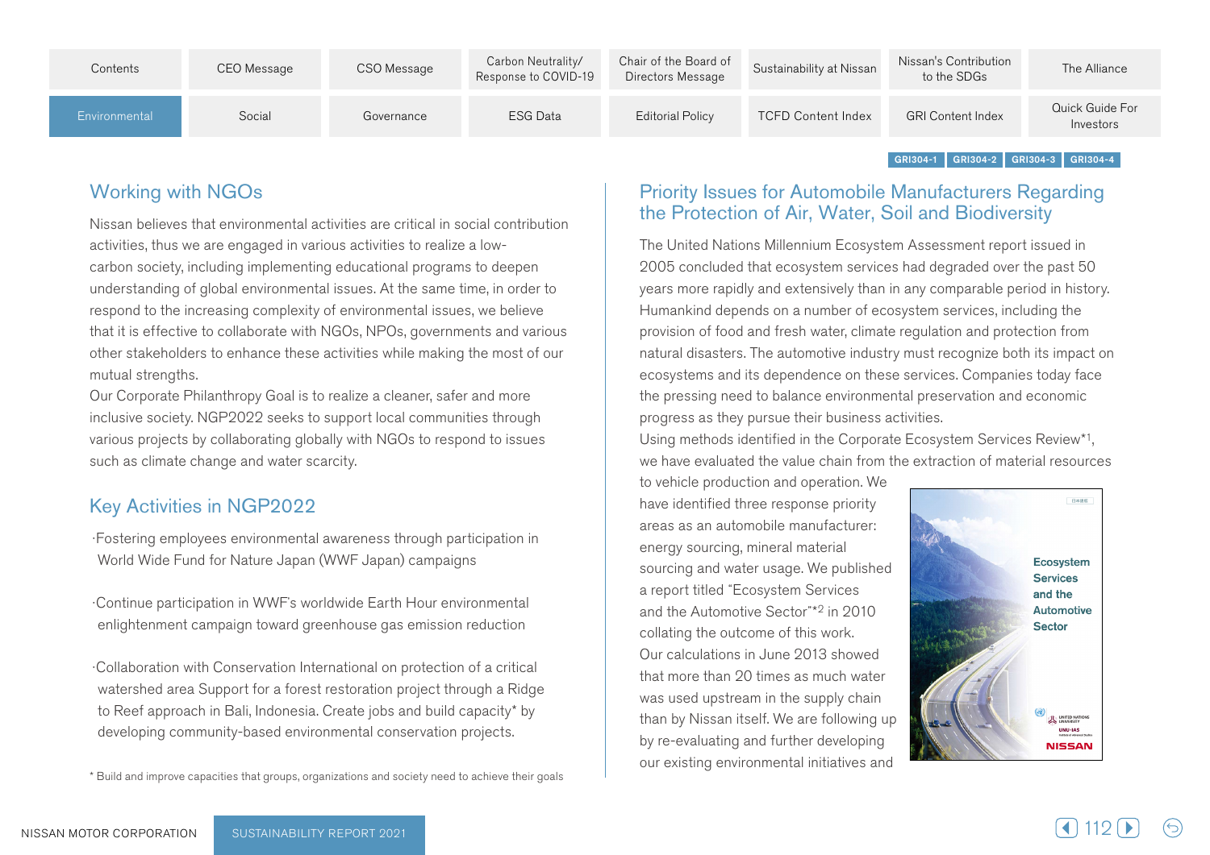GRI304-1 GRI304-2 GRI304-3 GRI304-4

## Working with NGOs

Nissan believes that environmental activities are critical in social contribution activities, thus we are engaged in various activities to realize a low-carbon society, including implementing educational programs to deepen understanding of global environmental issues. At the same time, in order to respond to the increasing complexity of environmental issues, we believe that it is effective to collaborate with NGOs, NPOs, governments and various other stakeholders to enhance these activities while making the most of our mutual strengths.

Our Corporate Philanthropy Goal is to realize a cleaner, safer and more inclusive society. NGP2022 seeks to support local communities through various projects by collaborating globally with NGOs to respond to issues such as climate change and water scarcity.

## Key Activities in NGP2022

·Fostering employees environmental awareness through participation in World Wide Fund for Nature Japan (WWF Japan) campaigns

·Continue participation in WWF's worldwide Earth Hour environmental enlightenment campaign toward greenhouse gas emission reduction

·Collaboration with Conservation International on protection of a critical watershed area Support for a forest restoration project through a Ridge to Reef approach in Bali, Indonesia. Create jobs and build capacity* by developing community-based environmental conservation projects.

* Build and improve capacities that groups, organizations and society need to achieve their goals

## Priority Issues for Automobile Manufacturers Regarding the Protection of Air, Water, Soil and Biodiversity

The United Nations Millennium Ecosystem Assessment report issued in 2005 concluded that ecosystem services had degraded over the past 50 years more rapidly and extensively than in any comparable period in history. Humankind depends on a number of ecosystem services, including the provision of food and fresh water, climate regulation and protection from natural disasters. The automotive industry must recognize both its impact on ecosystems and its dependence on these services. Companies today face the pressing need to balance environmental preservation and economic progress as they pursue their business activities.

Using methods identified in the Corporate Ecosystem Services Review*1, we have evaluated the value chain from the extraction of material resources to vehicle production and operation. We have identified three response priority areas as an automobile manufacturer: energy sourcing, mineral material sourcing and water usage. We published a report titled "Ecosystem Services and the Automotive Sector"*2 in 2010 collating the outcome of this work. Our calculations in June 2013 showed that more than 20 times as much water was used upstream in the supply chain than by Nissan itself. We are following up by re-evaluating and further developing our existing environmental initiatives and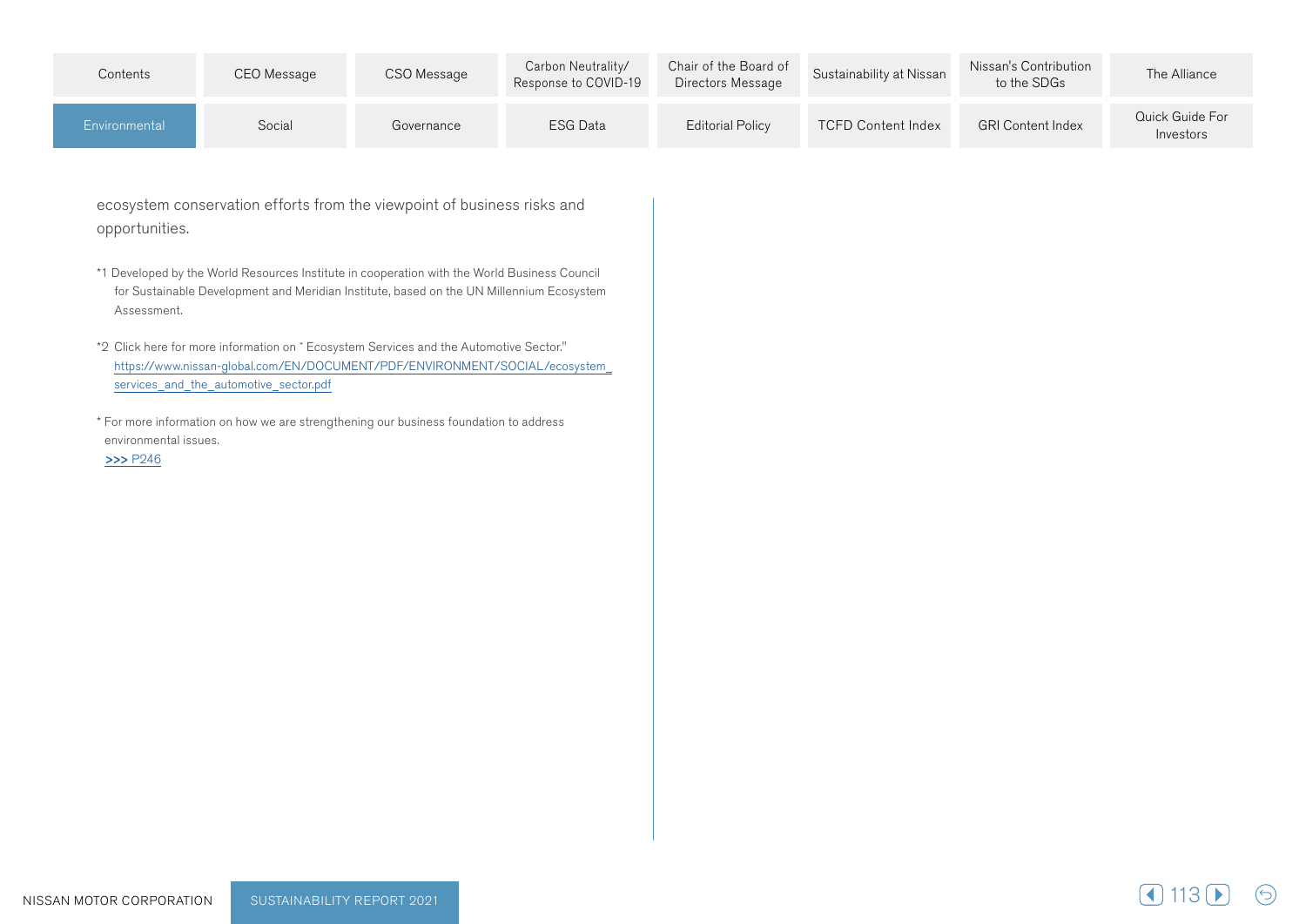ecosystem conservation efforts from the viewpoint of business risks and opportunities.

*1 Developed by the World Resources Institute in cooperation with the World Business Council for Sustainable Development and Meridian Institute, based on the UN Millennium Ecosystem Assessment.

*2 Click here for more information on " Ecosystem Services and the Automotive Sector."
https://www.nissan-global.com/EN/DOCUMENT/PDF/ENVIRONMENT/SOCIAL/ecosystem_services_and_the_automotive_sector.pdf

* For more information on how we are strengthening our business foundation to address environmental issues.
>>> P246